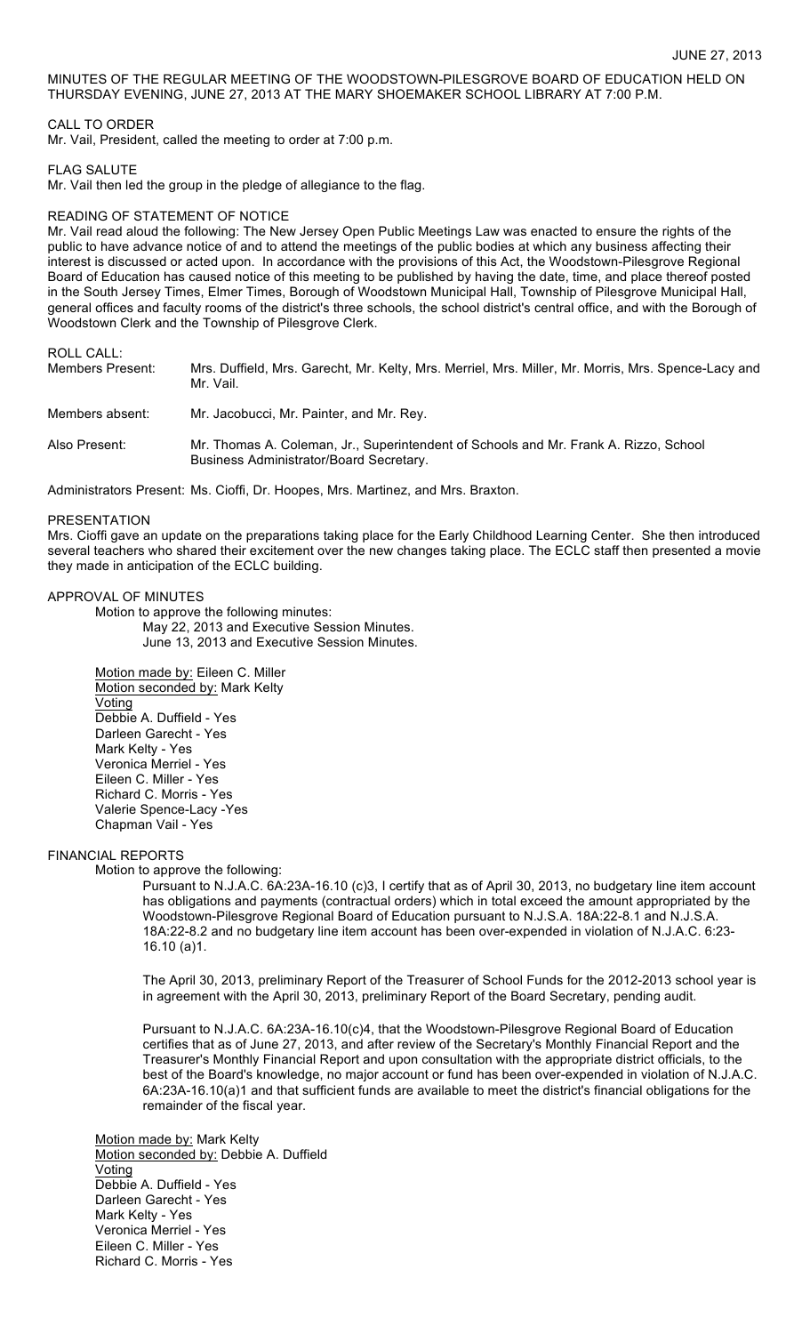MINUTES OF THE REGULAR MEETING OF THE WOODSTOWN-PILESGROVE BOARD OF EDUCATION HELD ON THURSDAY EVENING, JUNE 27, 2013 AT THE MARY SHOEMAKER SCHOOL LIBRARY AT 7:00 P.M.

CALL TO ORDER

Mr. Vail, President, called the meeting to order at 7:00 p.m.

FLAG SALUTE

Mr. Vail then led the group in the pledge of allegiance to the flag.

READING OF STATEMENT OF NOTICE

Mr. Vail read aloud the following: The New Jersey Open Public Meetings Law was enacted to ensure the rights of the public to have advance notice of and to attend the meetings of the public bodies at which any business affecting their interest is discussed or acted upon. In accordance with the provisions of this Act, the Woodstown-Pilesgrove Regional Board of Education has caused notice of this meeting to be published by having the date, time, and place thereof posted in the South Jersey Times, Elmer Times, Borough of Woodstown Municipal Hall, Township of Pilesgrove Municipal Hall, general offices and faculty rooms of the district's three schools, the school district's central office, and with the Borough of Woodstown Clerk and the Township of Pilesgrove Clerk.

ROLL CALL:

| | |
|---|---|
| Members Present: | Mrs. Duffield, Mrs. Garecht, Mr. Kelty, Mrs. Merriel, Mrs. Miller, Mr. Morris, Mrs. Spence-Lacy and Mr. Vail. |
| Members absent: | Mr. Jacobucci, Mr. Painter, and Mr. Rey. |
| Also Present: | Mr. Thomas A. Coleman, Jr., Superintendent of Schools and Mr. Frank A. Rizzo, School Business Administrator/Board Secretary. |

Administrators Present: Ms. Cioffi, Dr. Hoopes, Mrs. Martinez, and Mrs. Braxton.

PRESENTATION

Mrs. Cioffi gave an update on the preparations taking place for the Early Childhood Learning Center. She then introduced several teachers who shared their excitement over the new changes taking place. The ECLC staff then presented a movie they made in anticipation of the ECLC building.

APPROVAL OF MINUTES

Motion to approve the following minutes:

May 22, 2013 and Executive Session Minutes.
June 13, 2013 and Executive Session Minutes.

Motion made by: Eileen C. Miller
Motion seconded by: Mark Kelty
Voting
Debbie A. Duffield - Yes
Darleen Garecht - Yes
Mark Kelty - Yes
Veronica Merriel - Yes
Eileen C. Miller - Yes
Richard C. Morris - Yes
Valerie Spence-Lacy -Yes
Chapman Vail - Yes

FINANCIAL REPORTS

Motion to approve the following:

Pursuant to N.J.A.C. 6A:23A-16.10 (c)3, I certify that as of April 30, 2013, no budgetary line item account has obligations and payments (contractual orders) which in total exceed the amount appropriated by the Woodstown-Pilesgrove Regional Board of Education pursuant to N.J.S.A. 18A:22-8.1 and N.J.S.A. 18A:22-8.2 and no budgetary line item account has been over-expended in violation of N.J.A.C. 6:23-16.10 (a)1.

The April 30, 2013, preliminary Report of the Treasurer of School Funds for the 2012-2013 school year is in agreement with the April 30, 2013, preliminary Report of the Board Secretary, pending audit.

Pursuant to N.J.A.C. 6A:23A-16.10(c)4, that the Woodstown-Pilesgrove Regional Board of Education certifies that as of June 27, 2013, and after review of the Secretary's Monthly Financial Report and the Treasurer's Monthly Financial Report and upon consultation with the appropriate district officials, to the best of the Board's knowledge, no major account or fund has been over-expended in violation of N.J.A.C. 6A:23A-16.10(a)1 and that sufficient funds are available to meet the district's financial obligations for the remainder of the fiscal year.

Motion made by: Mark Kelty
Motion seconded by: Debbie A. Duffield
Voting
Debbie A. Duffield - Yes
Darleen Garecht - Yes
Mark Kelty - Yes
Veronica Merriel - Yes
Eileen C. Miller - Yes
Richard C. Morris - Yes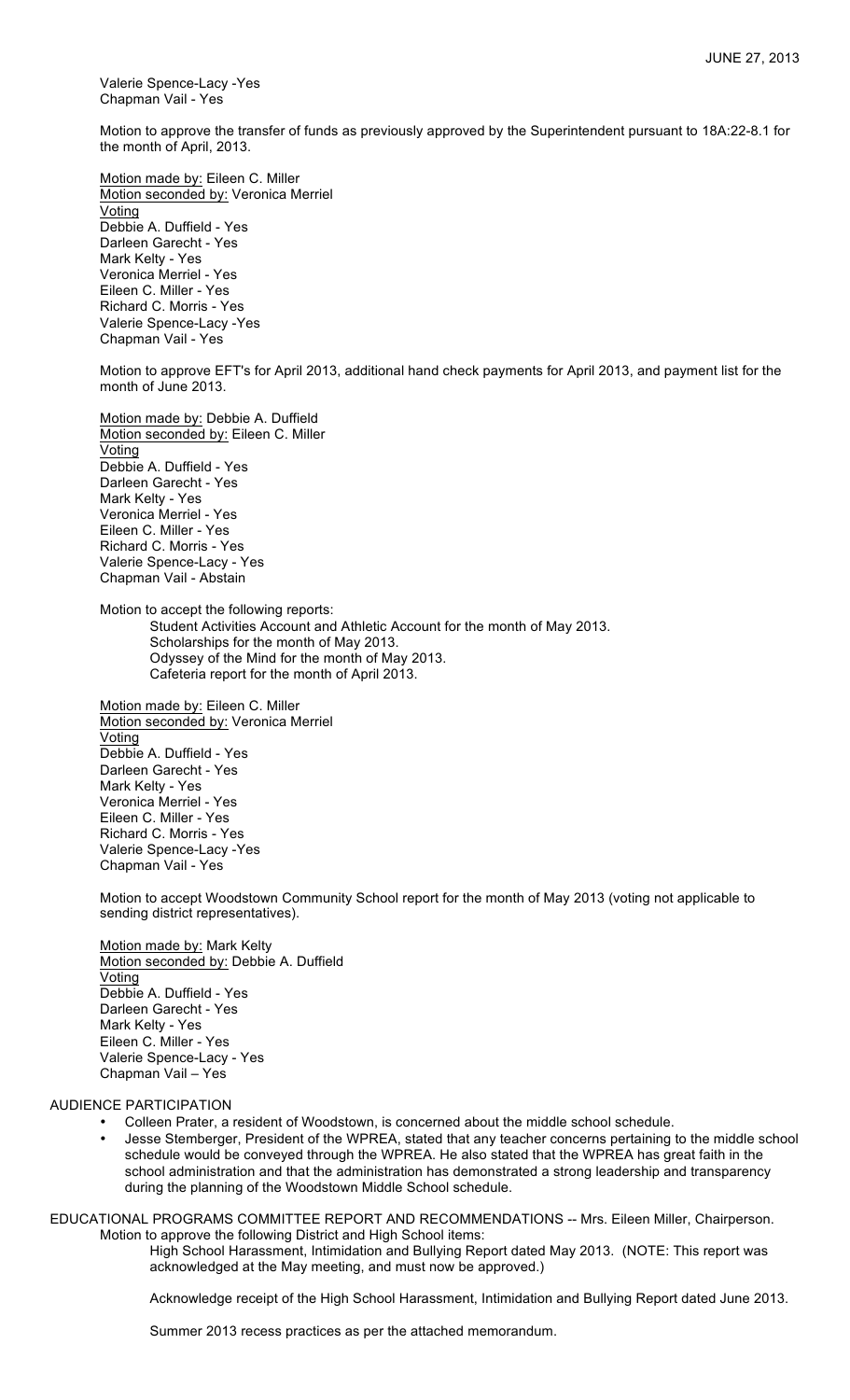Valerie Spence-Lacy -Yes
Chapman Vail - Yes

Motion to approve the transfer of funds as previously approved by the Superintendent pursuant to 18A:22-8.1 for the month of April, 2013.

Motion made by: Eileen C. Miller
Motion seconded by: Veronica Merriel
Voting
Debbie A. Duffield - Yes
Darleen Garecht - Yes
Mark Kelty - Yes
Veronica Merriel - Yes
Eileen C. Miller - Yes
Richard C. Morris - Yes
Valerie Spence-Lacy -Yes
Chapman Vail - Yes

Motion to approve EFT's for April 2013, additional hand check payments for April 2013, and payment list for the month of June 2013.

Motion made by: Debbie A. Duffield
Motion seconded by: Eileen C. Miller
Voting
Debbie A. Duffield - Yes
Darleen Garecht - Yes
Mark Kelty - Yes
Veronica Merriel - Yes
Eileen C. Miller - Yes
Richard C. Morris - Yes
Valerie Spence-Lacy - Yes
Chapman Vail - Abstain

Motion to accept the following reports:

Student Activities Account and Athletic Account for the month of May 2013.
Scholarships for the month of May 2013.
Odyssey of the Mind for the month of May 2013.
Cafeteria report for the month of April 2013.

Motion made by: Eileen C. Miller
Motion seconded by: Veronica Merriel
Voting
Debbie A. Duffield - Yes
Darleen Garecht - Yes
Mark Kelty - Yes
Veronica Merriel - Yes
Eileen C. Miller - Yes
Richard C. Morris - Yes
Valerie Spence-Lacy -Yes
Chapman Vail - Yes

Motion to accept Woodstown Community School report for the month of May 2013 (voting not applicable to sending district representatives).

Motion made by: Mark Kelty
Motion seconded by: Debbie A. Duffield
Voting
Debbie A. Duffield - Yes
Darleen Garecht - Yes
Mark Kelty - Yes
Eileen C. Miller - Yes
Valerie Spence-Lacy - Yes
Chapman Vail – Yes

AUDIENCE PARTICIPATION

- Colleen Prater, a resident of Woodstown, is concerned about the middle school schedule.
- Jesse Stemberger, President of the WPREA, stated that any teacher concerns pertaining to the middle school schedule would be conveyed through the WPREA. He also stated that the WPREA has great faith in the school administration and that the administration has demonstrated a strong leadership and transparency during the planning of the Woodstown Middle School schedule.

EDUCATIONAL PROGRAMS COMMITTEE REPORT AND RECOMMENDATIONS -- Mrs. Eileen Miller, Chairperson.

Motion to approve the following District and High School items:

High School Harassment, Intimidation and Bullying Report dated May 2013. (NOTE: This report was acknowledged at the May meeting, and must now be approved.)

Acknowledge receipt of the High School Harassment, Intimidation and Bullying Report dated June 2013.

Summer 2013 recess practices as per the attached memorandum.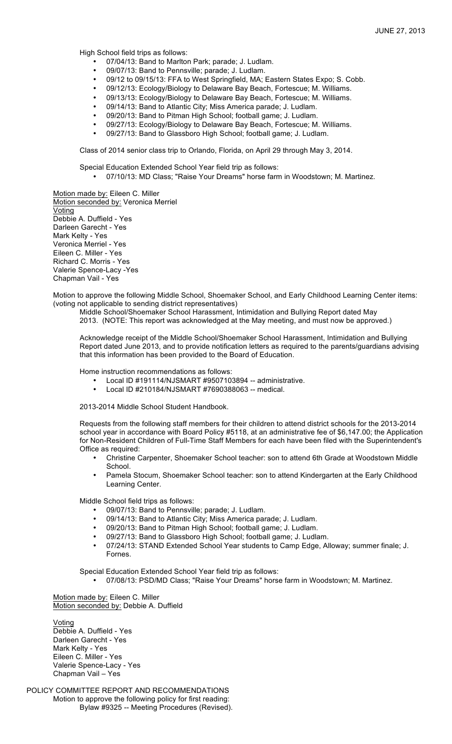High School field trips as follows:

- 07/04/13: Band to Marlton Park; parade; J. Ludlam.
- 09/07/13: Band to Pennsville; parade; J. Ludlam.
- 09/12 to 09/15/13: FFA to West Springfield, MA; Eastern States Expo; S. Cobb.
- 09/12/13: Ecology/Biology to Delaware Bay Beach, Fortescue; M. Williams.
- 09/13/13: Ecology/Biology to Delaware Bay Beach, Fortescue; M. Williams.
- 09/14/13: Band to Atlantic City; Miss America parade; J. Ludlam.
- 09/20/13: Band to Pitman High School; football game; J. Ludlam.
- 09/27/13: Ecology/Biology to Delaware Bay Beach, Fortescue; M. Williams.
- 09/27/13: Band to Glassboro High School; football game; J. Ludlam.

Class of 2014 senior class trip to Orlando, Florida, on April 29 through May 3, 2014.

Special Education Extended School Year field trip as follows:

- 07/10/13: MD Class; "Raise Your Dreams" horse farm in Woodstown; M. Martinez.

Motion made by: Eileen C. Miller
Motion seconded by: Veronica Merriel
Voting
Debbie A. Duffield - Yes
Darleen Garecht - Yes
Mark Kelty - Yes
Veronica Merriel - Yes
Eileen C. Miller - Yes
Richard C. Morris - Yes
Valerie Spence-Lacy -Yes
Chapman Vail - Yes

Motion to approve the following Middle School, Shoemaker School, and Early Childhood Learning Center items: (voting not applicable to sending district representatives)

Middle School/Shoemaker School Harassment, Intimidation and Bullying Report dated May 2013. (NOTE: This report was acknowledged at the May meeting, and must now be approved.)

Acknowledge receipt of the Middle School/Shoemaker School Harassment, Intimidation and Bullying Report dated June 2013, and to provide notification letters as required to the parents/guardians advising that this information has been provided to the Board of Education.

Home instruction recommendations as follows:

- Local ID #191114/NJSMART #9507103894 -- administrative.
- Local ID #210184/NJSMART #7690388063 -- medical.

2013-2014 Middle School Student Handbook.

Requests from the following staff members for their children to attend district schools for the 2013-2014 school year in accordance with Board Policy #5118, at an administrative fee of $6,147.00; the Application for Non-Resident Children of Full-Time Staff Members for each have been filed with the Superintendent's Office as required:

- Christine Carpenter, Shoemaker School teacher: son to attend 6th Grade at Woodstown Middle School.
- Pamela Stocum, Shoemaker School teacher: son to attend Kindergarten at the Early Childhood Learning Center.

Middle School field trips as follows:

- 09/07/13: Band to Pennsville; parade; J. Ludlam.
- 09/14/13: Band to Atlantic City; Miss America parade; J. Ludlam.
- 09/20/13: Band to Pitman High School; football game; J. Ludlam.
- 09/27/13: Band to Glassboro High School; football game; J. Ludlam.
- 07/24/13: STAND Extended School Year students to Camp Edge, Alloway; summer finale; J. Fornes.

Special Education Extended School Year field trip as follows:

- 07/08/13: PSD/MD Class; "Raise Your Dreams" horse farm in Woodstown; M. Martinez.

Motion made by: Eileen C. Miller
Motion seconded by: Debbie A. Duffield

Voting
Debbie A. Duffield - Yes
Darleen Garecht - Yes
Mark Kelty - Yes
Eileen C. Miller - Yes
Valerie Spence-Lacy - Yes
Chapman Vail – Yes

POLICY COMMITTEE REPORT AND RECOMMENDATIONS

Motion to approve the following policy for first reading:

Bylaw #9325 -- Meeting Procedures (Revised).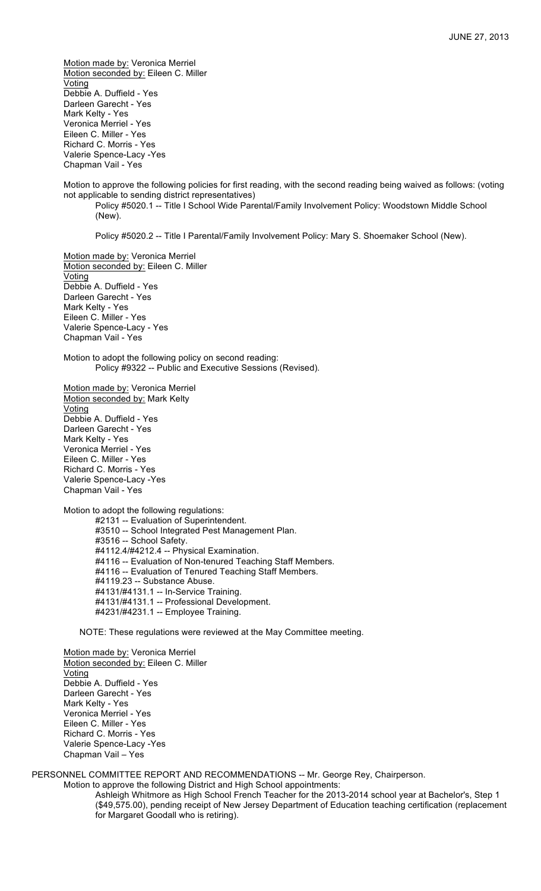Motion made by: Veronica Merriel
Motion seconded by: Eileen C. Miller
Voting
Debbie A. Duffield - Yes
Darleen Garecht - Yes
Mark Kelty - Yes
Veronica Merriel - Yes
Eileen C. Miller - Yes
Richard C. Morris - Yes
Valerie Spence-Lacy -Yes
Chapman Vail - Yes

Motion to approve the following policies for first reading, with the second reading being waived as follows: (voting not applicable to sending district representatives)

Policy #5020.1 -- Title I School Wide Parental/Family Involvement Policy: Woodstown Middle School (New).

Policy #5020.2 -- Title I Parental/Family Involvement Policy: Mary S. Shoemaker School (New).

Motion made by: Veronica Merriel
Motion seconded by: Eileen C. Miller
Voting
Debbie A. Duffield - Yes
Darleen Garecht - Yes
Mark Kelty - Yes
Eileen C. Miller - Yes
Valerie Spence-Lacy - Yes
Chapman Vail - Yes

Motion to adopt the following policy on second reading:
Policy #9322 -- Public and Executive Sessions (Revised).

Motion made by: Veronica Merriel
Motion seconded by: Mark Kelty
Voting
Debbie A. Duffield - Yes
Darleen Garecht - Yes
Mark Kelty - Yes
Veronica Merriel - Yes
Eileen C. Miller - Yes
Richard C. Morris - Yes
Valerie Spence-Lacy -Yes
Chapman Vail - Yes

Motion to adopt the following regulations:
#2131 -- Evaluation of Superintendent.
#3510 -- School Integrated Pest Management Plan.
#3516 -- School Safety.
#4112.4/#4212.4 -- Physical Examination.
#4116 -- Evaluation of Non-tenured Teaching Staff Members.
#4116 -- Evaluation of Tenured Teaching Staff Members.
#4119.23 -- Substance Abuse.
#4131/#4131.1 -- In-Service Training.
#4131/#4131.1 -- Professional Development.
#4231/#4231.1 -- Employee Training.

NOTE: These regulations were reviewed at the May Committee meeting.

Motion made by: Veronica Merriel
Motion seconded by: Eileen C. Miller
Voting
Debbie A. Duffield - Yes
Darleen Garecht - Yes
Mark Kelty - Yes
Veronica Merriel - Yes
Eileen C. Miller - Yes
Richard C. Morris - Yes
Valerie Spence-Lacy -Yes
Chapman Vail – Yes

PERSONNEL COMMITTEE REPORT AND RECOMMENDATIONS -- Mr. George Rey, Chairperson.

Motion to approve the following District and High School appointments:

Ashleigh Whitmore as High School French Teacher for the 2013-2014 school year at Bachelor's, Step 1 ($49,575.00), pending receipt of New Jersey Department of Education teaching certification (replacement for Margaret Goodall who is retiring).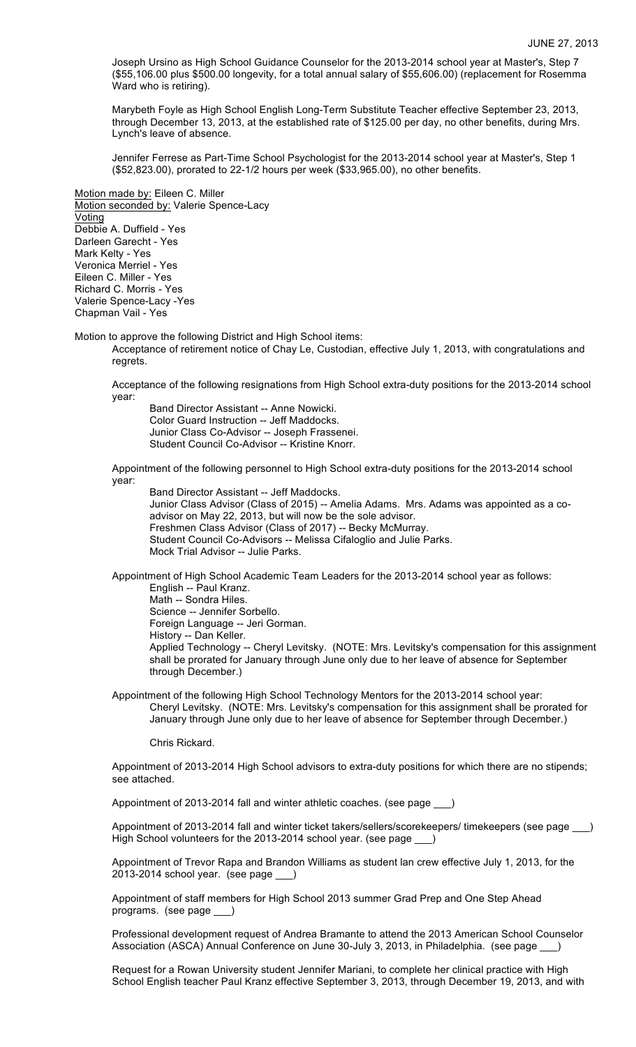Joseph Ursino as High School Guidance Counselor for the 2013-2014 school year at Master's, Step 7 ($55,106.00 plus $500.00 longevity, for a total annual salary of $55,606.00) (replacement for Rosemma Ward who is retiring).

Marybeth Foyle as High School English Long-Term Substitute Teacher effective September 23, 2013, through December 13, 2013, at the established rate of $125.00 per day, no other benefits, during Mrs. Lynch's leave of absence.

Jennifer Ferrese as Part-Time School Psychologist for the 2013-2014 school year at Master's, Step 1 ($52,823.00), prorated to 22-1/2 hours per week ($33,965.00), no other benefits.

Motion made by: Eileen C. Miller
Motion seconded by: Valerie Spence-Lacy
Voting
Debbie A. Duffield - Yes
Darleen Garecht - Yes
Mark Kelty - Yes
Veronica Merriel - Yes
Eileen C. Miller - Yes
Richard C. Morris - Yes
Valerie Spence-Lacy -Yes
Chapman Vail - Yes

Motion to approve the following District and High School items:

Acceptance of retirement notice of Chay Le, Custodian, effective July 1, 2013, with congratulations and regrets.

Acceptance of the following resignations from High School extra-duty positions for the 2013-2014 school year:

- Band Director Assistant -- Anne Nowicki.
- Color Guard Instruction -- Jeff Maddocks.
- Junior Class Co-Advisor -- Joseph Frassenei.
- Student Council Co-Advisor -- Kristine Knorr.

Appointment of the following personnel to High School extra-duty positions for the 2013-2014 school year:

- Band Director Assistant -- Jeff Maddocks.
- Junior Class Advisor (Class of 2015) -- Amelia Adams. Mrs. Adams was appointed as a co-advisor on May 22, 2013, but will now be the sole advisor.
- Freshmen Class Advisor (Class of 2017) -- Becky McMurray.
- Student Council Co-Advisors -- Melissa Cifaloglio and Julie Parks.
- Mock Trial Advisor -- Julie Parks.

Appointment of High School Academic Team Leaders for the 2013-2014 school year as follows:

- English -- Paul Kranz.
- Math -- Sondra Hiles.
- Science -- Jennifer Sorbello.
- Foreign Language -- Jeri Gorman.
- History -- Dan Keller.
- Applied Technology -- Cheryl Levitsky. (NOTE: Mrs. Levitsky's compensation for this assignment shall be prorated for January through June only due to her leave of absence for September through December.)

Appointment of the following High School Technology Mentors for the 2013-2014 school year:

- Cheryl Levitsky. (NOTE: Mrs. Levitsky's compensation for this assignment shall be prorated for January through June only due to her leave of absence for September through December.)
- Chris Rickard.

Appointment of 2013-2014 High School advisors to extra-duty positions for which there are no stipends; see attached.

Appointment of 2013-2014 fall and winter athletic coaches. (see page ___)

Appointment of 2013-2014 fall and winter ticket takers/sellers/scorekeepers/ timekeepers (see page ___)
High School volunteers for the 2013-2014 school year. (see page ___)

Appointment of Trevor Rapa and Brandon Williams as student lan crew effective July 1, 2013, for the 2013-2014 school year. (see page ___)

Appointment of staff members for High School 2013 summer Grad Prep and One Step Ahead programs. (see page ___)

Professional development request of Andrea Bramante to attend the 2013 American School Counselor Association (ASCA) Annual Conference on June 30-July 3, 2013, in Philadelphia. (see page ___)

Request for a Rowan University student Jennifer Mariani, to complete her clinical practice with High School English teacher Paul Kranz effective September 3, 2013, through December 19, 2013, and with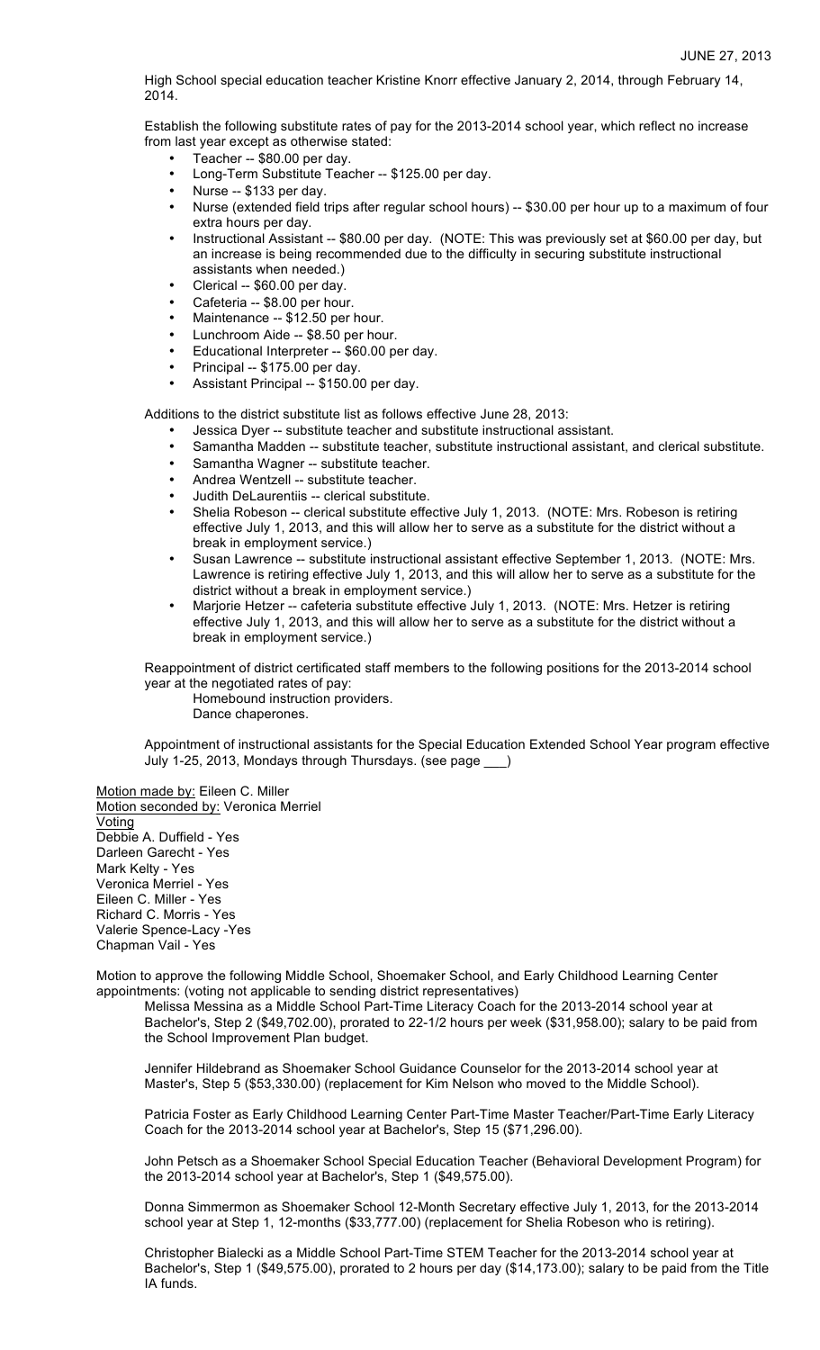High School special education teacher Kristine Knorr effective January 2, 2014, through February 14, 2014.

Establish the following substitute rates of pay for the 2013-2014 school year, which reflect no increase from last year except as otherwise stated:

- Teacher -- $80.00 per day.
- Long-Term Substitute Teacher -- $125.00 per day.
- Nurse -- $133 per day.
- Nurse (extended field trips after regular school hours) -- $30.00 per hour up to a maximum of four extra hours per day.
- Instructional Assistant -- $80.00 per day. (NOTE: This was previously set at $60.00 per day, but an increase is being recommended due to the difficulty in securing substitute instructional assistants when needed.)
- Clerical -- $60.00 per day.
- Cafeteria -- $8.00 per hour.
- Maintenance -- $12.50 per hour.
- Lunchroom Aide -- $8.50 per hour.
- Educational Interpreter -- $60.00 per day.
- Principal -- $175.00 per day.
- Assistant Principal -- $150.00 per day.

Additions to the district substitute list as follows effective June 28, 2013:

- Jessica Dyer -- substitute teacher and substitute instructional assistant.
- Samantha Madden -- substitute teacher, substitute instructional assistant, and clerical substitute.
- Samantha Wagner -- substitute teacher.
- Andrea Wentzell -- substitute teacher.
- Judith DeLaurentiis -- clerical substitute.
- Shelia Robeson -- clerical substitute effective July 1, 2013. (NOTE: Mrs. Robeson is retiring effective July 1, 2013, and this will allow her to serve as a substitute for the district without a break in employment service.)
- Susan Lawrence -- substitute instructional assistant effective September 1, 2013. (NOTE: Mrs. Lawrence is retiring effective July 1, 2013, and this will allow her to serve as a substitute for the district without a break in employment service.)
- Marjorie Hetzer -- cafeteria substitute effective July 1, 2013. (NOTE: Mrs. Hetzer is retiring effective July 1, 2013, and this will allow her to serve as a substitute for the district without a break in employment service.)

Reappointment of district certificated staff members to the following positions for the 2013-2014 school year at the negotiated rates of pay:

Homebound instruction providers.
Dance chaperones.

Appointment of instructional assistants for the Special Education Extended School Year program effective July 1-25, 2013, Mondays through Thursdays. (see page ___)

Motion made by: Eileen C. Miller
Motion seconded by: Veronica Merriel
Voting
Debbie A. Duffield - Yes
Darleen Garecht - Yes
Mark Kelty - Yes
Veronica Merriel - Yes
Eileen C. Miller - Yes
Richard C. Morris - Yes
Valerie Spence-Lacy -Yes
Chapman Vail - Yes

Motion to approve the following Middle School, Shoemaker School, and Early Childhood Learning Center appointments: (voting not applicable to sending district representatives)

Melissa Messina as a Middle School Part-Time Literacy Coach for the 2013-2014 school year at Bachelor's, Step 2 ($49,702.00), prorated to 22-1/2 hours per week ($31,958.00); salary to be paid from the School Improvement Plan budget.

Jennifer Hildebrand as Shoemaker School Guidance Counselor for the 2013-2014 school year at Master's, Step 5 ($53,330.00) (replacement for Kim Nelson who moved to the Middle School).

Patricia Foster as Early Childhood Learning Center Part-Time Master Teacher/Part-Time Early Literacy Coach for the 2013-2014 school year at Bachelor's, Step 15 ($71,296.00).

John Petsch as a Shoemaker School Special Education Teacher (Behavioral Development Program) for the 2013-2014 school year at Bachelor's, Step 1 ($49,575.00).

Donna Simmermon as Shoemaker School 12-Month Secretary effective July 1, 2013, for the 2013-2014 school year at Step 1, 12-months ($33,777.00) (replacement for Shelia Robeson who is retiring).

Christopher Bialecki as a Middle School Part-Time STEM Teacher for the 2013-2014 school year at Bachelor's, Step 1 ($49,575.00), prorated to 2 hours per day ($14,173.00); salary to be paid from the Title IA funds.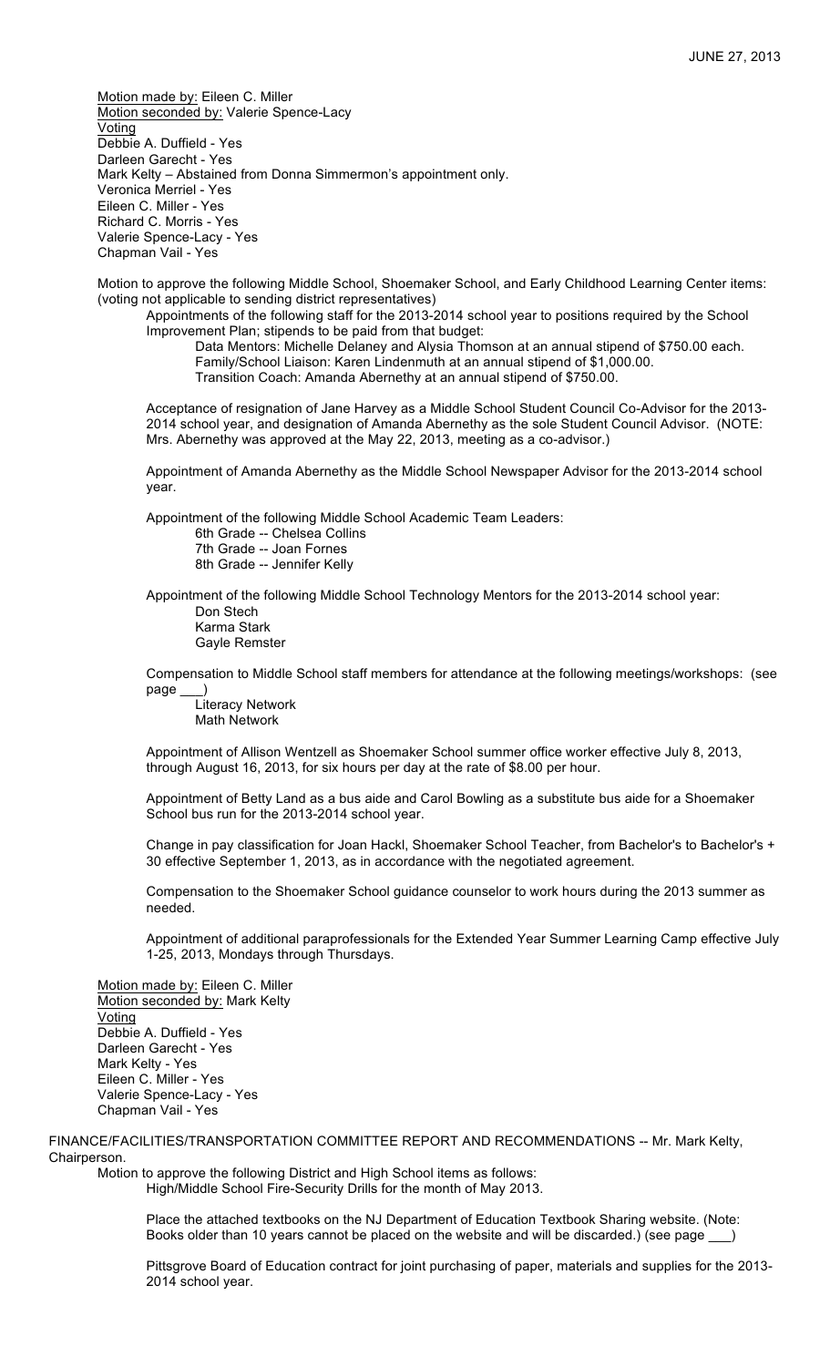Motion made by: Eileen C. Miller
Motion seconded by: Valerie Spence-Lacy
Voting
Debbie A. Duffield - Yes
Darleen Garecht - Yes
Mark Kelty – Abstained from Donna Simmermon's appointment only.
Veronica Merriel - Yes
Eileen C. Miller - Yes
Richard C. Morris - Yes
Valerie Spence-Lacy - Yes
Chapman Vail - Yes

Motion to approve the following Middle School, Shoemaker School, and Early Childhood Learning Center items: (voting not applicable to sending district representatives)

Appointments of the following staff for the 2013-2014 school year to positions required by the School Improvement Plan; stipends to be paid from that budget:

- Data Mentors: Michelle Delaney and Alysia Thomson at an annual stipend of $750.00 each.
- Family/School Liaison: Karen Lindenmuth at an annual stipend of $1,000.00.
- Transition Coach: Amanda Abernethy at an annual stipend of $750.00.

Acceptance of resignation of Jane Harvey as a Middle School Student Council Co-Advisor for the 2013-2014 school year, and designation of Amanda Abernethy as the sole Student Council Advisor. (NOTE: Mrs. Abernethy was approved at the May 22, 2013, meeting as a co-advisor.)

Appointment of Amanda Abernethy as the Middle School Newspaper Advisor for the 2013-2014 school year.

Appointment of the following Middle School Academic Team Leaders:

- 6th Grade -- Chelsea Collins
- 7th Grade -- Joan Fornes
- 8th Grade -- Jennifer Kelly

Appointment of the following Middle School Technology Mentors for the 2013-2014 school year:

- Don Stech
- Karma Stark
- Gayle Remster

Compensation to Middle School staff members for attendance at the following meetings/workshops: (see page ___)

- Literacy Network
- Math Network

Appointment of Allison Wentzell as Shoemaker School summer office worker effective July 8, 2013, through August 16, 2013, for six hours per day at the rate of $8.00 per hour.

Appointment of Betty Land as a bus aide and Carol Bowling as a substitute bus aide for a Shoemaker School bus run for the 2013-2014 school year.

Change in pay classification for Joan Hackl, Shoemaker School Teacher, from Bachelor's to Bachelor's + 30 effective September 1, 2013, as in accordance with the negotiated agreement.

Compensation to the Shoemaker School guidance counselor to work hours during the 2013 summer as needed.

Appointment of additional paraprofessionals for the Extended Year Summer Learning Camp effective July 1-25, 2013, Mondays through Thursdays.

Motion made by: Eileen C. Miller
Motion seconded by: Mark Kelty
Voting
Debbie A. Duffield - Yes
Darleen Garecht - Yes
Mark Kelty - Yes
Eileen C. Miller - Yes
Valerie Spence-Lacy - Yes
Chapman Vail - Yes

FINANCE/FACILITIES/TRANSPORTATION COMMITTEE REPORT AND RECOMMENDATIONS -- Mr. Mark Kelty, Chairperson.

Motion to approve the following District and High School items as follows:

High/Middle School Fire-Security Drills for the month of May 2013.

Place the attached textbooks on the NJ Department of Education Textbook Sharing website. (Note: Books older than 10 years cannot be placed on the website and will be discarded.) (see page ___)

Pittsgrove Board of Education contract for joint purchasing of paper, materials and supplies for the 2013-2014 school year.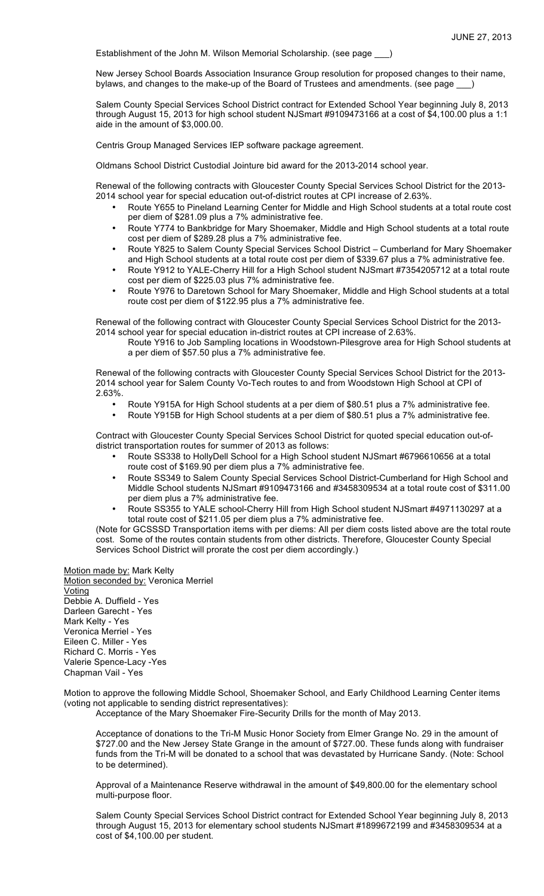JUNE 27, 2013

Establishment of the John M. Wilson Memorial Scholarship. (see page ___)

New Jersey School Boards Association Insurance Group resolution for proposed changes to their name, bylaws, and changes to the make-up of the Board of Trustees and amendments. (see page ___)

Salem County Special Services School District contract for Extended School Year beginning July 8, 2013 through August 15, 2013 for high school student NJSmart #9109473166 at a cost of $4,100.00 plus a 1:1 aide in the amount of $3,000.00.

Centris Group Managed Services IEP software package agreement.

Oldmans School District Custodial Jointure bid award for the 2013-2014 school year.

Renewal of the following contracts with Gloucester County Special Services School District for the 2013-2014 school year for special education out-of-district routes at CPI increase of 2.63%.

- Route Y655 to Pineland Learning Center for Middle and High School students at a total route cost per diem of $281.09 plus a 7% administrative fee.
- Route Y774 to Bankbridge for Mary Shoemaker, Middle and High School students at a total route cost per diem of $289.28 plus a 7% administrative fee.
- Route Y825 to Salem County Special Services School District – Cumberland for Mary Shoemaker and High School students at a total route cost per diem of $339.67 plus a 7% administrative fee.
- Route Y912 to YALE-Cherry Hill for a High School student NJSmart #7354205712 at a total route cost per diem of $225.03 plus 7% administrative fee.
- Route Y976 to Daretown School for Mary Shoemaker, Middle and High School students at a total route cost per diem of $122.95 plus a 7% administrative fee.

Renewal of the following contract with Gloucester County Special Services School District for the 2013-2014 school year for special education in-district routes at CPI increase of 2.63%.

Route Y916 to Job Sampling locations in Woodstown-Pilesgrove area for High School students at a per diem of $57.50 plus a 7% administrative fee.

Renewal of the following contracts with Gloucester County Special Services School District for the 2013-2014 school year for Salem County Vo-Tech routes to and from Woodstown High School at CPI of 2.63%.

- Route Y915A for High School students at a per diem of $80.51 plus a 7% administrative fee.
- Route Y915B for High School students at a per diem of $80.51 plus a 7% administrative fee.

Contract with Gloucester County Special Services School District for quoted special education out-of-district transportation routes for summer of 2013 as follows:

- Route SS338 to HollyDell School for a High School student NJSmart #6796610656 at a total route cost of $169.90 per diem plus a 7% administrative fee.
- Route SS349 to Salem County Special Services School District-Cumberland for High School and Middle School students NJSmart #9109473166 and #3458309534 at a total route cost of $311.00 per diem plus a 7% administrative fee.
- Route SS355 to YALE school-Cherry Hill from High School student NJSmart #4971130297 at a total route cost of $211.05 per diem plus a 7% administrative fee.

(Note for GCSSSD Transportation items with per diems: All per diem costs listed above are the total route cost. Some of the routes contain students from other districts. Therefore, Gloucester County Special Services School District will prorate the cost per diem accordingly.)

Motion made by: Mark Kelty
Motion seconded by: Veronica Merriel
Voting
Debbie A. Duffield - Yes
Darleen Garecht - Yes
Mark Kelty - Yes
Veronica Merriel - Yes
Eileen C. Miller - Yes
Richard C. Morris - Yes
Valerie Spence-Lacy -Yes
Chapman Vail - Yes

Motion to approve the following Middle School, Shoemaker School, and Early Childhood Learning Center items (voting not applicable to sending district representatives):

Acceptance of the Mary Shoemaker Fire-Security Drills for the month of May 2013.

Acceptance of donations to the Tri-M Music Honor Society from Elmer Grange No. 29 in the amount of $727.00 and the New Jersey State Grange in the amount of $727.00. These funds along with fundraiser funds from the Tri-M will be donated to a school that was devastated by Hurricane Sandy. (Note: School to be determined).

Approval of a Maintenance Reserve withdrawal in the amount of $49,800.00 for the elementary school multi-purpose floor.

Salem County Special Services School District contract for Extended School Year beginning July 8, 2013 through August 15, 2013 for elementary school students NJSmart #1899672199 and #3458309534 at a cost of $4,100.00 per student.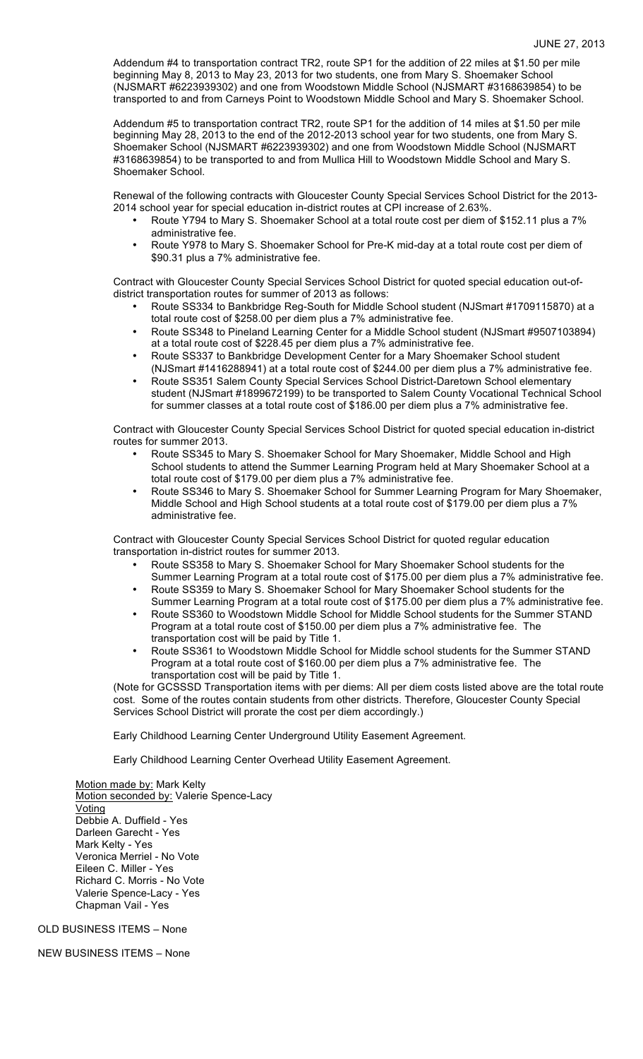Addendum #4 to transportation contract TR2, route SP1 for the addition of 22 miles at $1.50 per mile beginning May 8, 2013 to May 23, 2013 for two students, one from Mary S. Shoemaker School (NJSMART #6223939302) and one from Woodstown Middle School (NJSMART #3168639854) to be transported to and from Carneys Point to Woodstown Middle School and Mary S. Shoemaker School.

Addendum #5 to transportation contract TR2, route SP1 for the addition of 14 miles at $1.50 per mile beginning May 28, 2013 to the end of the 2012-2013 school year for two students, one from Mary S. Shoemaker School (NJSMART #6223939302) and one from Woodstown Middle School (NJSMART #3168639854) to be transported to and from Mullica Hill to Woodstown Middle School and Mary S. Shoemaker School.

Renewal of the following contracts with Gloucester County Special Services School District for the 2013-2014 school year for special education in-district routes at CPI increase of 2.63%.

- Route Y794 to Mary S. Shoemaker School at a total route cost per diem of $152.11 plus a 7% administrative fee.
- Route Y978 to Mary S. Shoemaker School for Pre-K mid-day at a total route cost per diem of $90.31 plus a 7% administrative fee.

Contract with Gloucester County Special Services School District for quoted special education out-of-district transportation routes for summer of 2013 as follows:

- Route SS334 to Bankbridge Reg-South for Middle School student (NJSmart #1709115870) at a total route cost of $258.00 per diem plus a 7% administrative fee.
- Route SS348 to Pineland Learning Center for a Middle School student (NJSmart #9507103894) at a total route cost of $228.45 per diem plus a 7% administrative fee.
- Route SS337 to Bankbridge Development Center for a Mary Shoemaker School student (NJSmart #1416288941) at a total route cost of $244.00 per diem plus a 7% administrative fee.
- Route SS351 Salem County Special Services School District-Daretown School elementary student (NJSmart #1899672199) to be transported to Salem County Vocational Technical School for summer classes at a total route cost of $186.00 per diem plus a 7% administrative fee.

Contract with Gloucester County Special Services School District for quoted special education in-district routes for summer 2013.

- Route SS345 to Mary S. Shoemaker School for Mary Shoemaker, Middle School and High School students to attend the Summer Learning Program held at Mary Shoemaker School at a total route cost of $179.00 per diem plus a 7% administrative fee.
- Route SS346 to Mary S. Shoemaker School for Summer Learning Program for Mary Shoemaker, Middle School and High School students at a total route cost of $179.00 per diem plus a 7% administrative fee.

Contract with Gloucester County Special Services School District for quoted regular education transportation in-district routes for summer 2013.

- Route SS358 to Mary S. Shoemaker School for Mary Shoemaker School students for the Summer Learning Program at a total route cost of $175.00 per diem plus a 7% administrative fee.
- Route SS359 to Mary S. Shoemaker School for Mary Shoemaker School students for the Summer Learning Program at a total route cost of $175.00 per diem plus a 7% administrative fee.
- Route SS360 to Woodstown Middle School for Middle School students for the Summer STAND Program at a total route cost of $150.00 per diem plus a 7% administrative fee. The transportation cost will be paid by Title 1.
- Route SS361 to Woodstown Middle School for Middle school students for the Summer STAND Program at a total route cost of $160.00 per diem plus a 7% administrative fee. The transportation cost will be paid by Title 1.

(Note for GCSSSD Transportation items with per diems: All per diem costs listed above are the total route cost. Some of the routes contain students from other districts. Therefore, Gloucester County Special Services School District will prorate the cost per diem accordingly.)

Early Childhood Learning Center Underground Utility Easement Agreement.

Early Childhood Learning Center Overhead Utility Easement Agreement.

Motion made by: Mark Kelty
Motion seconded by: Valerie Spence-Lacy
Voting
Debbie A. Duffield - Yes
Darleen Garecht - Yes
Mark Kelty - Yes
Veronica Merriel - No Vote
Eileen C. Miller - Yes
Richard C. Morris - No Vote
Valerie Spence-Lacy - Yes
Chapman Vail - Yes

OLD BUSINESS ITEMS – None

NEW BUSINESS ITEMS – None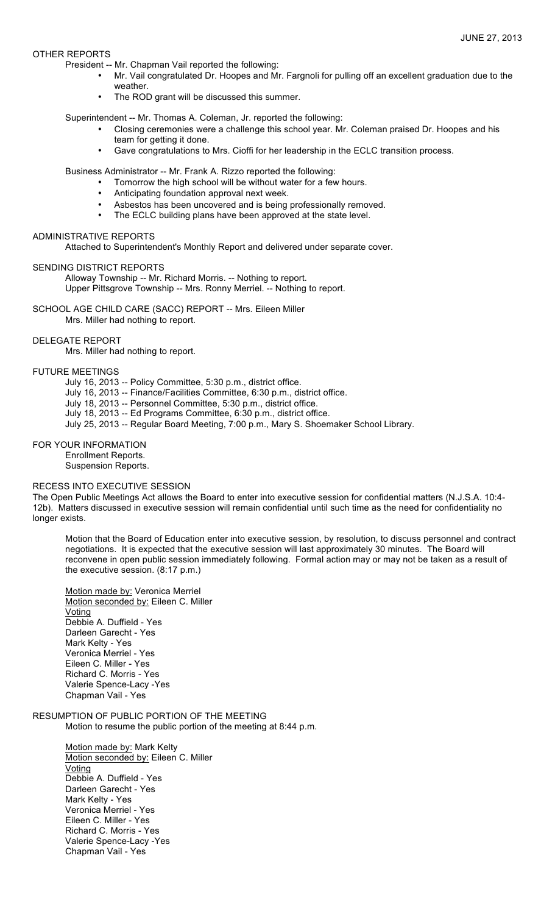OTHER REPORTS

President -- Mr. Chapman Vail reported the following:

- Mr. Vail congratulated Dr. Hoopes and Mr. Fargnoli for pulling off an excellent graduation due to the weather.
- The ROD grant will be discussed this summer.

Superintendent -- Mr. Thomas A. Coleman, Jr. reported the following:

- Closing ceremonies were a challenge this school year. Mr. Coleman praised Dr. Hoopes and his team for getting it done.
- Gave congratulations to Mrs. Cioffi for her leadership in the ECLC transition process.

Business Administrator -- Mr. Frank A. Rizzo reported the following:

- Tomorrow the high school will be without water for a few hours.
- Anticipating foundation approval next week.
- Asbestos has been uncovered and is being professionally removed.
- The ECLC building plans have been approved at the state level.

ADMINISTRATIVE REPORTS

Attached to Superintendent's Monthly Report and delivered under separate cover.

SENDING DISTRICT REPORTS

Alloway Township -- Mr. Richard Morris. -- Nothing to report.
Upper Pittsgrove Township -- Mrs. Ronny Merriel. -- Nothing to report.

SCHOOL AGE CHILD CARE (SACC) REPORT -- Mrs. Eileen Miller

Mrs. Miller had nothing to report.

DELEGATE REPORT

Mrs. Miller had nothing to report.

FUTURE MEETINGS

July 16, 2013 -- Policy Committee, 5:30 p.m., district office.
July 16, 2013 -- Finance/Facilities Committee, 6:30 p.m., district office.
July 18, 2013 -- Personnel Committee, 5:30 p.m., district office.
July 18, 2013 -- Ed Programs Committee, 6:30 p.m., district office.
July 25, 2013 -- Regular Board Meeting, 7:00 p.m., Mary S. Shoemaker School Library.

FOR YOUR INFORMATION

Enrollment Reports.
Suspension Reports.

RECESS INTO EXECUTIVE SESSION

The Open Public Meetings Act allows the Board to enter into executive session for confidential matters (N.J.S.A. 10:4-12b). Matters discussed in executive session will remain confidential until such time as the need for confidentiality no longer exists.

Motion that the Board of Education enter into executive session, by resolution, to discuss personnel and contract negotiations. It is expected that the executive session will last approximately 30 minutes. The Board will reconvene in open public session immediately following. Formal action may or may not be taken as a result of the executive session. (8:17 p.m.)

Motion made by: Veronica Merriel
Motion seconded by: Eileen C. Miller
Voting
Debbie A. Duffield - Yes
Darleen Garecht - Yes
Mark Kelty - Yes
Veronica Merriel - Yes
Eileen C. Miller - Yes
Richard C. Morris - Yes
Valerie Spence-Lacy -Yes
Chapman Vail - Yes

RESUMPTION OF PUBLIC PORTION OF THE MEETING

Motion to resume the public portion of the meeting at 8:44 p.m.

Motion made by: Mark Kelty
Motion seconded by: Eileen C. Miller
Voting
Debbie A. Duffield - Yes
Darleen Garecht - Yes
Mark Kelty - Yes
Veronica Merriel - Yes
Eileen C. Miller - Yes
Richard C. Morris - Yes
Valerie Spence-Lacy -Yes
Chapman Vail - Yes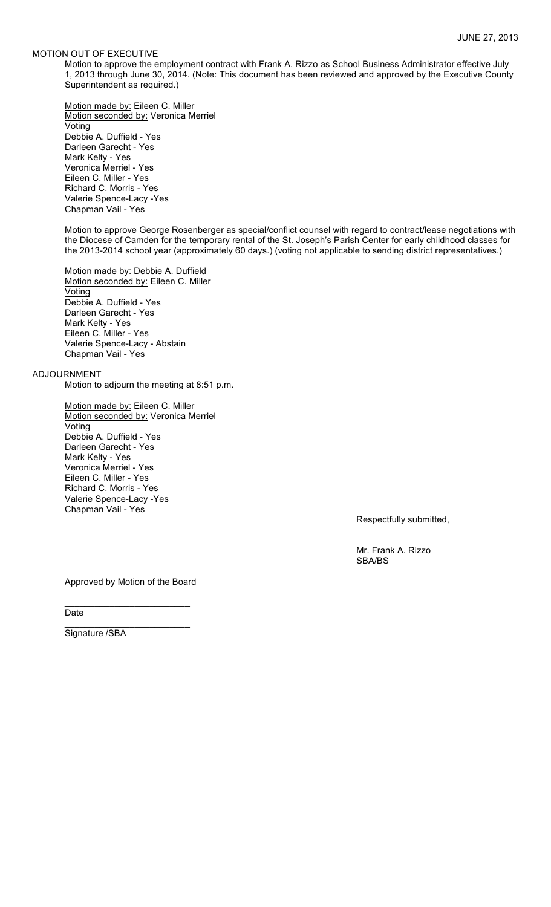JUNE 27, 2013

MOTION OUT OF EXECUTIVE

Motion to approve the employment contract with Frank A. Rizzo as School Business Administrator effective July 1, 2013 through June 30, 2014. (Note: This document has been reviewed and approved by the Executive County Superintendent as required.)

Motion made by: Eileen C. Miller
Motion seconded by: Veronica Merriel
Voting
Debbie A. Duffield - Yes
Darleen Garecht - Yes
Mark Kelty - Yes
Veronica Merriel - Yes
Eileen C. Miller - Yes
Richard C. Morris - Yes
Valerie Spence-Lacy -Yes
Chapman Vail - Yes

Motion to approve George Rosenberger as special/conflict counsel with regard to contract/lease negotiations with the Diocese of Camden for the temporary rental of the St. Joseph's Parish Center for early childhood classes for the 2013-2014 school year (approximately 60 days.) (voting not applicable to sending district representatives.)

Motion made by: Debbie A. Duffield
Motion seconded by: Eileen C. Miller
Voting
Debbie A. Duffield - Yes
Darleen Garecht - Yes
Mark Kelty - Yes
Eileen C. Miller - Yes
Valerie Spence-Lacy - Abstain
Chapman Vail - Yes

ADJOURNMENT

Motion to adjourn the meeting at 8:51 p.m.

Motion made by: Eileen C. Miller
Motion seconded by: Veronica Merriel
Voting
Debbie A. Duffield - Yes
Darleen Garecht - Yes
Mark Kelty - Yes
Veronica Merriel - Yes
Eileen C. Miller - Yes
Richard C. Morris - Yes
Valerie Spence-Lacy -Yes
Chapman Vail - Yes

Respectfully submitted,

Mr. Frank A. Rizzo
SBA/BS

Approved by Motion of the Board

\_\_\_\_\_\_\_\_\_\_\_\_\_\_\_\_\_\_\_\_\_\_\_\_\_\_
Date

\_\_\_\_\_\_\_\_\_\_\_\_\_\_\_\_\_\_\_\_\_\_\_\_\_\_
Signature /SBA